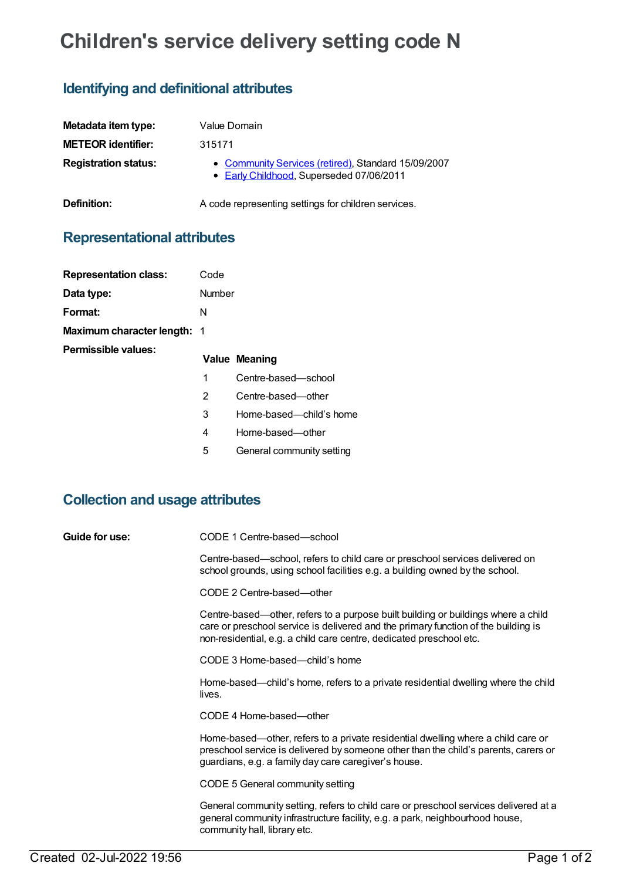# Children's service delivery setting code N

## Identifying and definitional attributes

**Metadata item type:** Value Domain

**METEOR identifier:** 315171

**Registration status:**
- Community Services (retired), Standard 15/09/2007
- Early Childhood, Superseded 07/06/2011

**Definition:** A code representing settings for children services.

## Representational attributes

**Representation class:** Code

**Data type:** Number

**Format:** N

**Maximum character length:** 1

**Permissible values:**

| Value | Meaning |
| --- | --- |
| 1 | Centre-based—school |
| 2 | Centre-based—other |
| 3 | Home-based—child’s home |
| 4 | Home-based—other |
| 5 | General community setting |

## Collection and usage attributes

**Guide for use:**

CODE 1 Centre-based—school

Centre-based—school, refers to child care or preschool services delivered on school grounds, using school facilities e.g. a building owned by the school.

CODE 2 Centre-based—other

Centre-based—other, refers to a purpose built building or buildings where a child care or preschool service is delivered and the primary function of the building is non-residential, e.g. a child care centre, dedicated preschool etc.

CODE 3 Home-based—child’s home

Home-based—child’s home, refers to a private residential dwelling where the child lives.

CODE 4 Home-based—other

Home-based—other, refers to a private residential dwelling where a child care or preschool service is delivered by someone other than the child’s parents, carers or guardians, e.g. a family day care caregiver’s house.

CODE 5 General community setting

General community setting, refers to child care or preschool services delivered at a general community infrastructure facility, e.g. a park, neighbourhood house, community hall, library etc.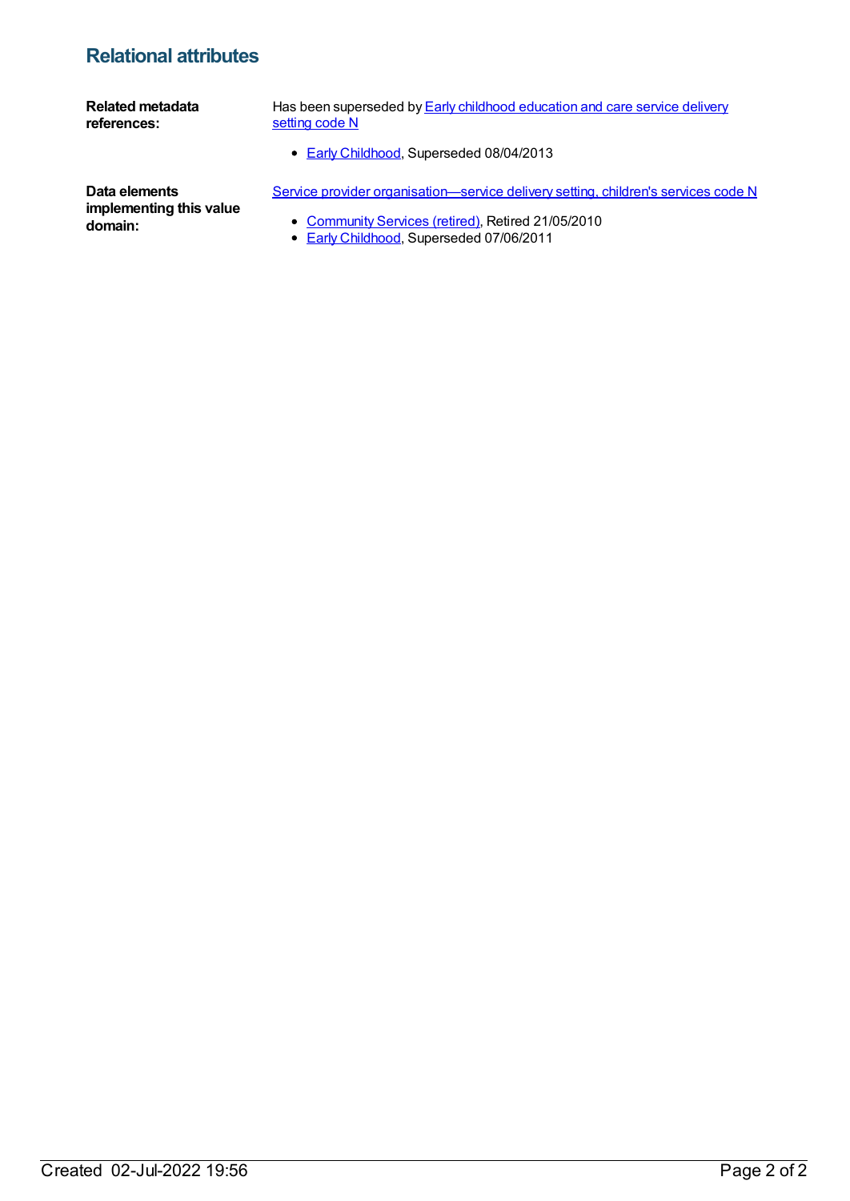## Relational attributes

**Related metadata references:**

Has been superseded by Early childhood education and care service delivery setting code N

- Early Childhood, Superseded 08/04/2013

**Data elements implementing this value domain:**

Service provider organisation—service delivery setting, children's services code N

- Community Services (retired), Retired 21/05/2010
- Early Childhood, Superseded 07/06/2011